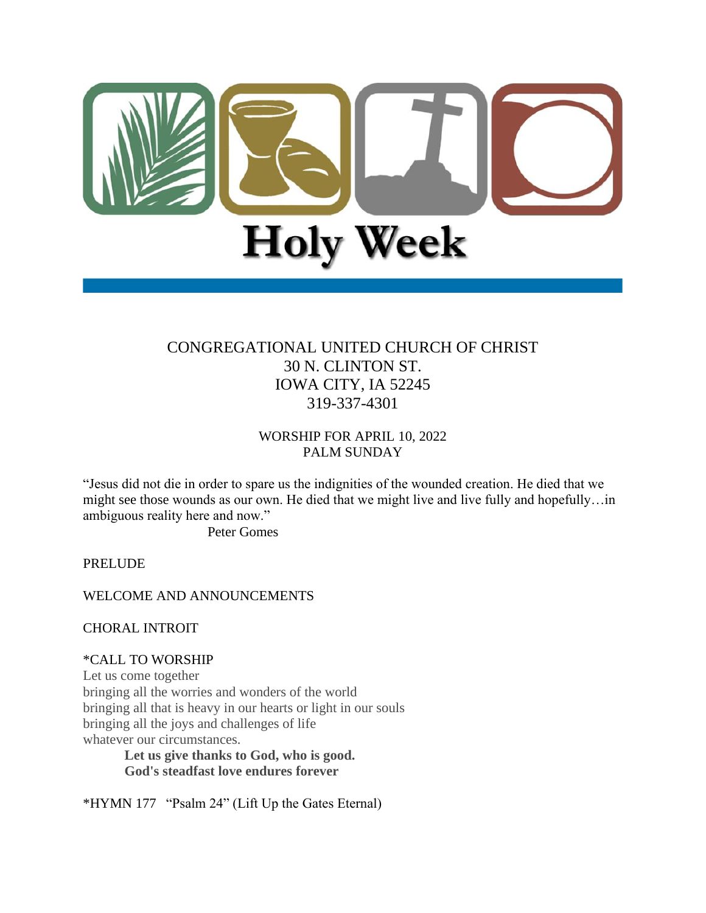# Holy Week

CONGREGATIONAL UNITED CHURCH OF CHRIST
30 N. CLINTON ST.
IOWA CITY, IA 52245
319-337-4301

WORSHIP FOR APRIL 10, 2022
PALM SUNDAY

"Jesus did not die in order to spare us the indignities of the wounded creation. He died that we might see those wounds as our own. He died that we might live and live fully and hopefully…in ambiguous reality here and now."

Peter Gomes

PRELUDE

WELCOME AND ANNOUNCEMENTS

CHORAL INTROIT

*CALL TO WORSHIP

Let us come together
bringing all the worries and wonders of the world
bringing all that is heavy in our hearts or light in our souls
bringing all the joys and challenges of life
whatever our circumstances.

> **Let us give thanks to God, who is good.**
> **God's steadfast love endures forever**

*HYMN 177 "Psalm 24" (Lift Up the Gates Eternal)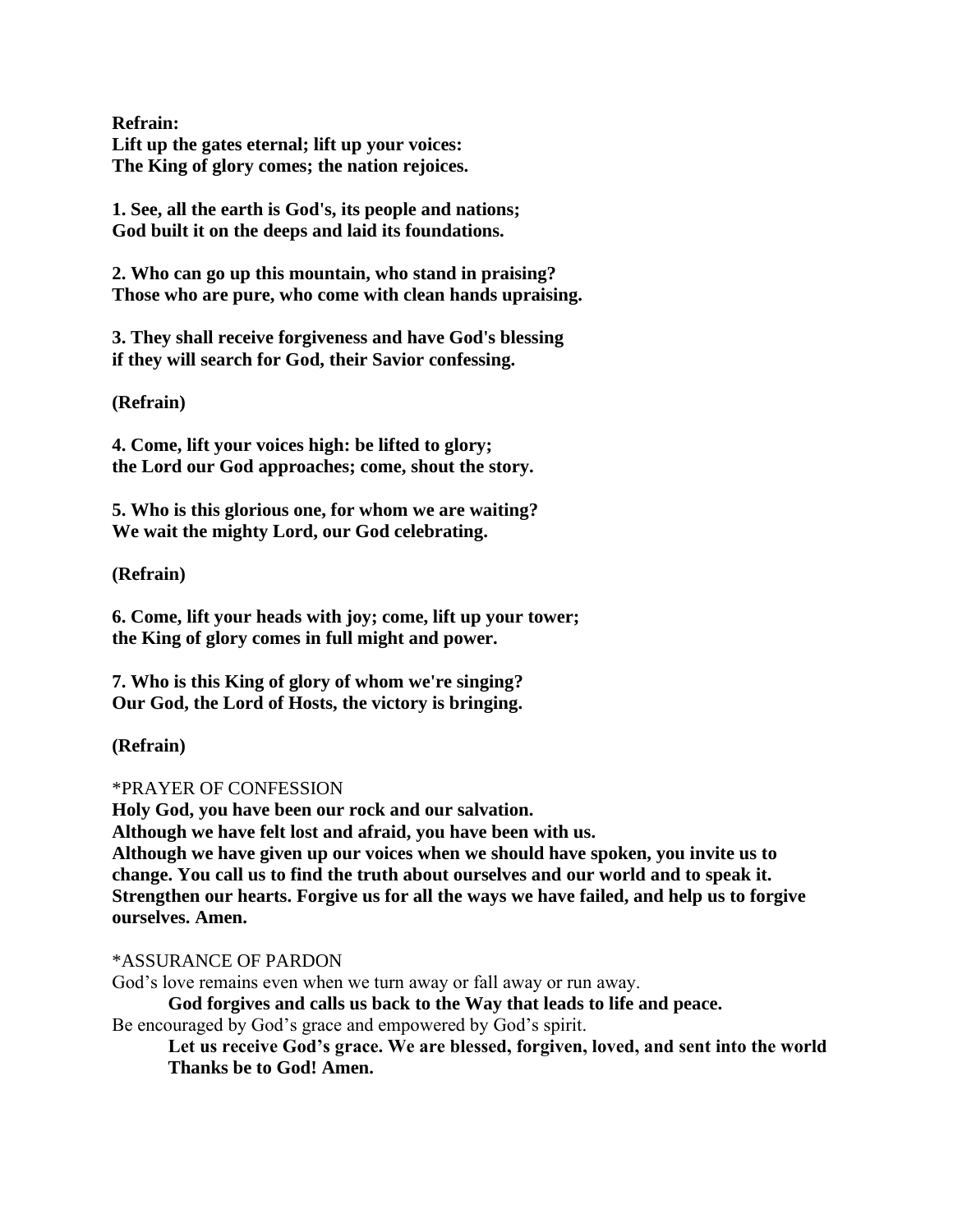**Refrain:**
**Lift up the gates eternal; lift up your voices:**
**The King of glory comes; the nation rejoices.**

**1. See, all the earth is God's, its people and nations;**
**God built it on the deeps and laid its foundations.**

**2. Who can go up this mountain, who stand in praising?**
**Those who are pure, who come with clean hands upraising.**

**3. They shall receive forgiveness and have God's blessing**
**if they will search for God, their Savior confessing.**

**(Refrain)**

**4. Come, lift your voices high: be lifted to glory;**
**the Lord our God approaches; come, shout the story.**

**5. Who is this glorious one, for whom we are waiting?**
**We wait the mighty Lord, our God celebrating.**

**(Refrain)**

**6. Come, lift your heads with joy; come, lift up your tower;**
**the King of glory comes in full might and power.**

**7. Who is this King of glory of whom we're singing?**
**Our God, the Lord of Hosts, the victory is bringing.**

**(Refrain)**

*PRAYER OF CONFESSION
**Holy God, you have been our rock and our salvation.**
**Although we have felt lost and afraid, you have been with us.**
**Although we have given up our voices when we should have spoken, you invite us to change. You call us to find the truth about ourselves and our world and to speak it. Strengthen our hearts. Forgive us for all the ways we have failed, and help us to forgive ourselves. Amen.**

*ASSURANCE OF PARDON
God's love remains even when we turn away or fall away or run away.
> **God forgives and calls us back to the Way that leads to life and peace.**

Be encouraged by God's grace and empowered by God's spirit.
> **Let us receive God's grace. We are blessed, forgiven, loved, and sent into the world**
> **Thanks be to God! Amen.**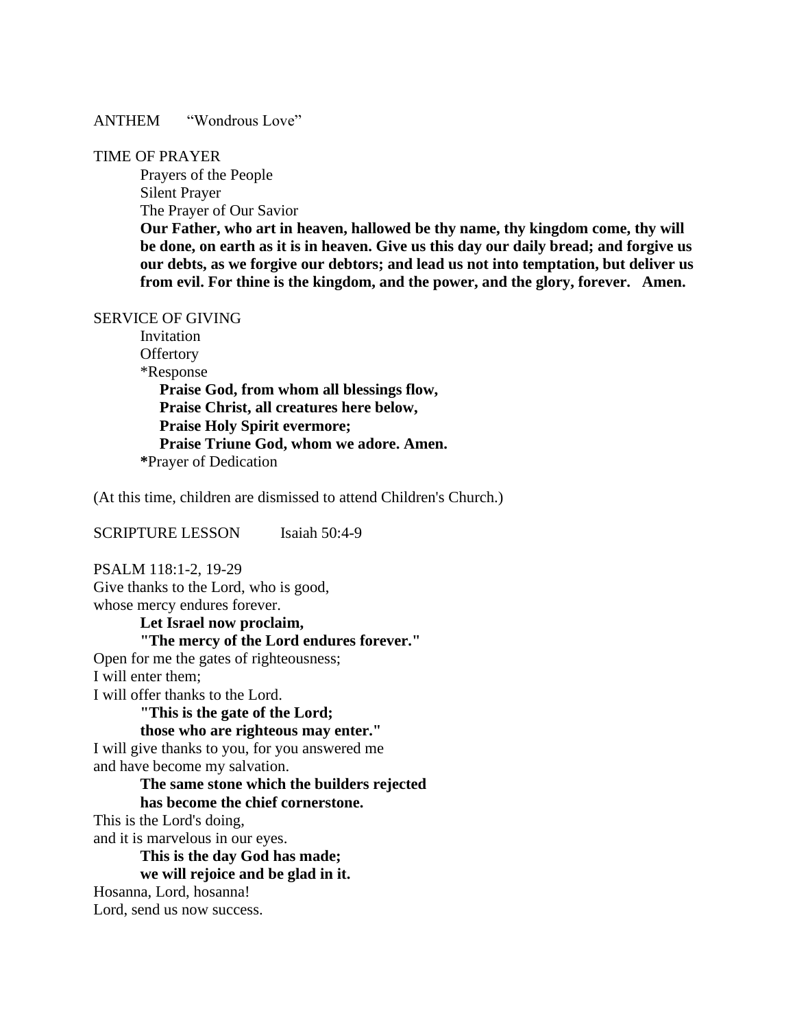ANTHEM “Wondrous Love”

TIME OF PRAYER

Prayers of the People
Silent Prayer
The Prayer of Our Savior
**Our Father, who art in heaven, hallowed be thy name, thy kingdom come, thy will be done, on earth as it is in heaven. Give us this day our daily bread; and forgive us our debts, as we forgive our debtors; and lead us not into temptation, but deliver us from evil. For thine is the kingdom, and the power, and the glory, forever. Amen.**

SERVICE OF GIVING

Invitation
Offertory
*Response
**Praise God, from whom all blessings flow,**
**Praise Christ, all creatures here below,**
**Praise Holy Spirit evermore;**
**Praise Triune God, whom we adore. Amen.**
*Prayer of Dedication

(At this time, children are dismissed to attend Children's Church.)

SCRIPTURE LESSON Isaiah 50:4-9

PSALM 118:1-2, 19-29

Give thanks to the Lord, who is good,
whose mercy endures forever.
**Let Israel now proclaim,**
**"The mercy of the Lord endures forever."**
Open for me the gates of righteousness;
I will enter them;
I will offer thanks to the Lord.
**"This is the gate of the Lord;**
**those who are righteous may enter."**
I will give thanks to you, for you answered me
and have become my salvation.
**The same stone which the builders rejected**
**has become the chief cornerstone.**
This is the Lord's doing,
and it is marvelous in our eyes.
**This is the day God has made;**
**we will rejoice and be glad in it.**
Hosanna, Lord, hosanna!
Lord, send us now success.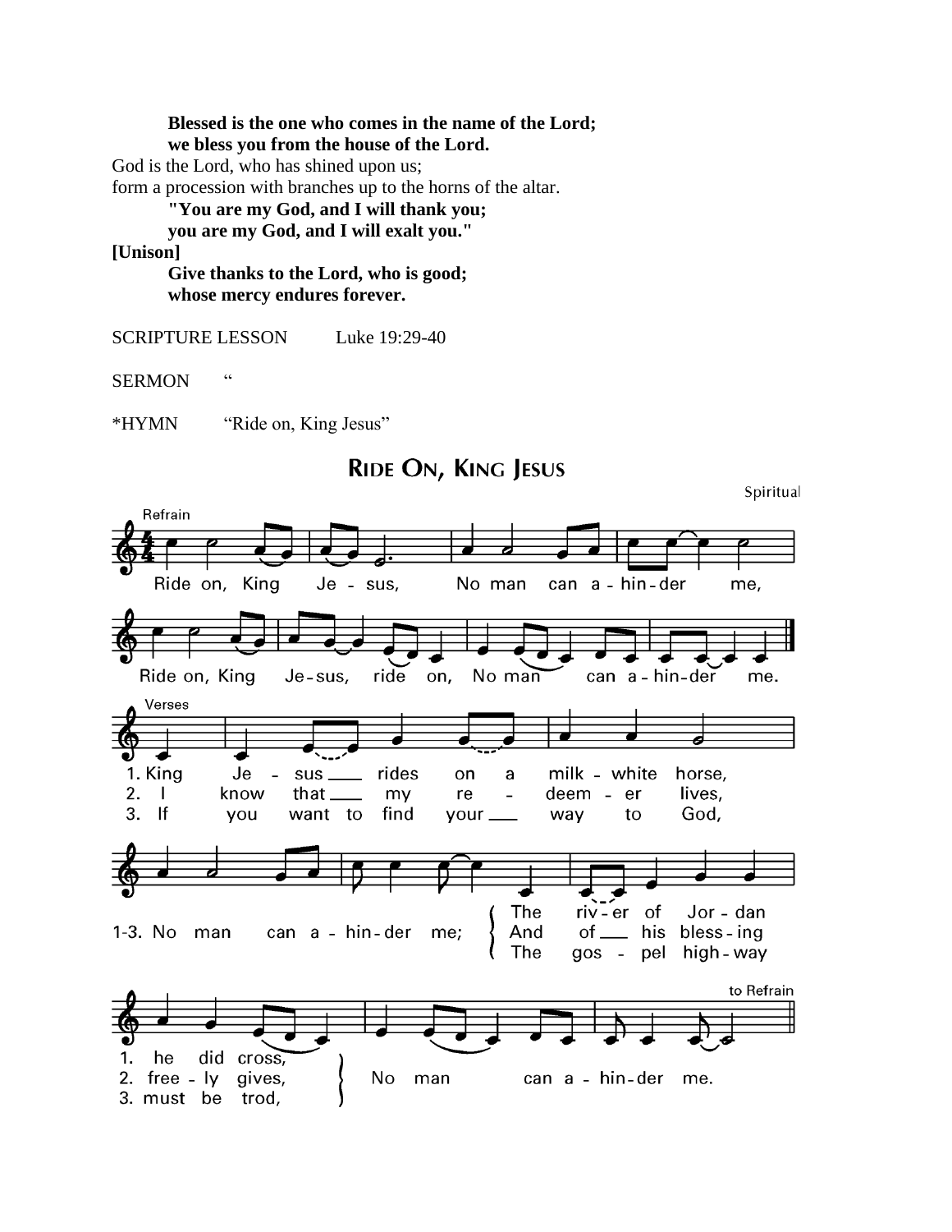**Blessed is the one who comes in the name of the Lord;**
**we bless you from the house of the Lord.**

God is the Lord, who has shined upon us;
form a procession with branches up to the horns of the altar.

**"You are my God, and I will thank you;**
**you are my God, and I will exalt you."**

**[Unison]**

**Give thanks to the Lord, who is good;**
**whose mercy endures forever.**

SCRIPTURE LESSON Luke 19:29-40

SERMON “

*HYMN “Ride on, King Jesus”

## RIDE ON, KING JESUS

Spiritual

Refrain

Ride on, King Jesus, No man can a-hin-der me,
Ride on, King Je-sus, ride on, No man can a-hin-der me.

Verses

1. King Jesus rides on a milk-white horse,
2. I know that my re-deem-er lives,
3. If you want to find your way to God,

1-3. No man can a-hin-der me;

The river of Jordan
1. he did cross,

And of his bless-ing
2. free-ly gives,

The gos-pel high-way
3. must be trod,

No man can a-hin-der me.

to Refrain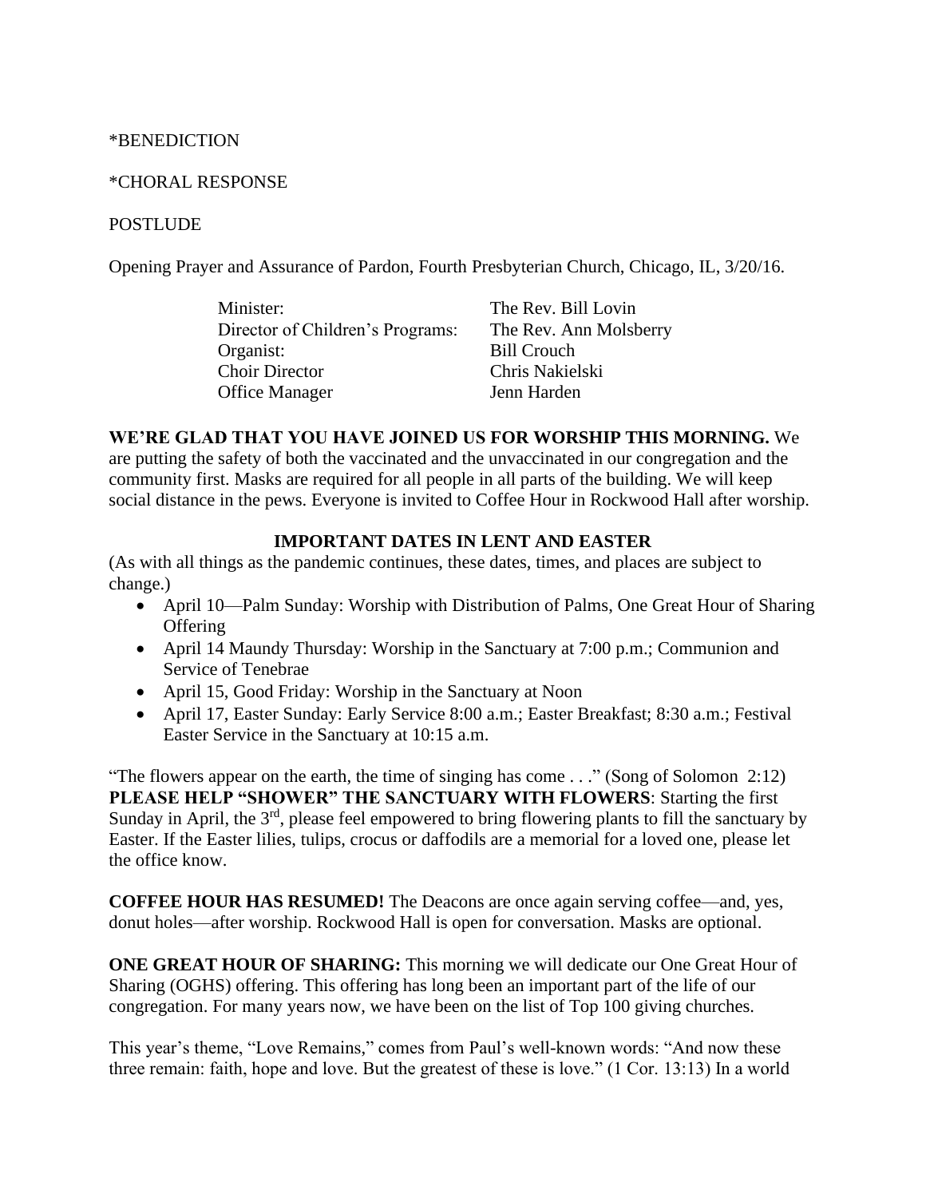*BENEDICTION

*CHORAL RESPONSE

POSTLUDE

Opening Prayer and Assurance of Pardon, Fourth Presbyterian Church, Chicago, IL, 3/20/16.

| | |
|---|---|
| Minister: | The Rev. Bill Lovin |
| Director of Children's Programs: | The Rev. Ann Molsberry |
| Organist: | Bill Crouch |
| Choir Director | Chris Nakielski |
| Office Manager | Jenn Harden |

**WE'RE GLAD THAT YOU HAVE JOINED US FOR WORSHIP THIS MORNING.** We are putting the safety of both the vaccinated and the unvaccinated in our congregation and the community first. Masks are required for all people in all parts of the building. We will keep social distance in the pews. Everyone is invited to Coffee Hour in Rockwood Hall after worship.

**IMPORTANT DATES IN LENT AND EASTER**

(As with all things as the pandemic continues, these dates, times, and places are subject to change.)

- April 10—Palm Sunday: Worship with Distribution of Palms, One Great Hour of Sharing Offering
- April 14 Maundy Thursday: Worship in the Sanctuary at 7:00 p.m.; Communion and Service of Tenebrae
- April 15, Good Friday: Worship in the Sanctuary at Noon
- April 17, Easter Sunday: Early Service 8:00 a.m.; Easter Breakfast; 8:30 a.m.; Festival Easter Service in the Sanctuary at 10:15 a.m.

"The flowers appear on the earth, the time of singing has come . . ." (Song of Solomon 2:12)
**PLEASE HELP "SHOWER" THE SANCTUARY WITH FLOWERS**: Starting the first Sunday in April, the 3rd, please feel empowered to bring flowering plants to fill the sanctuary by Easter. If the Easter lilies, tulips, crocus or daffodils are a memorial for a loved one, please let the office know.

**COFFEE HOUR HAS RESUMED!** The Deacons are once again serving coffee—and, yes, donut holes—after worship. Rockwood Hall is open for conversation. Masks are optional.

**ONE GREAT HOUR OF SHARING:** This morning we will dedicate our One Great Hour of Sharing (OGHS) offering. This offering has long been an important part of the life of our congregation. For many years now, we have been on the list of Top 100 giving churches.

This year's theme, "Love Remains," comes from Paul's well-known words: "And now these three remain: faith, hope and love. But the greatest of these is love." (1 Cor. 13:13) In a world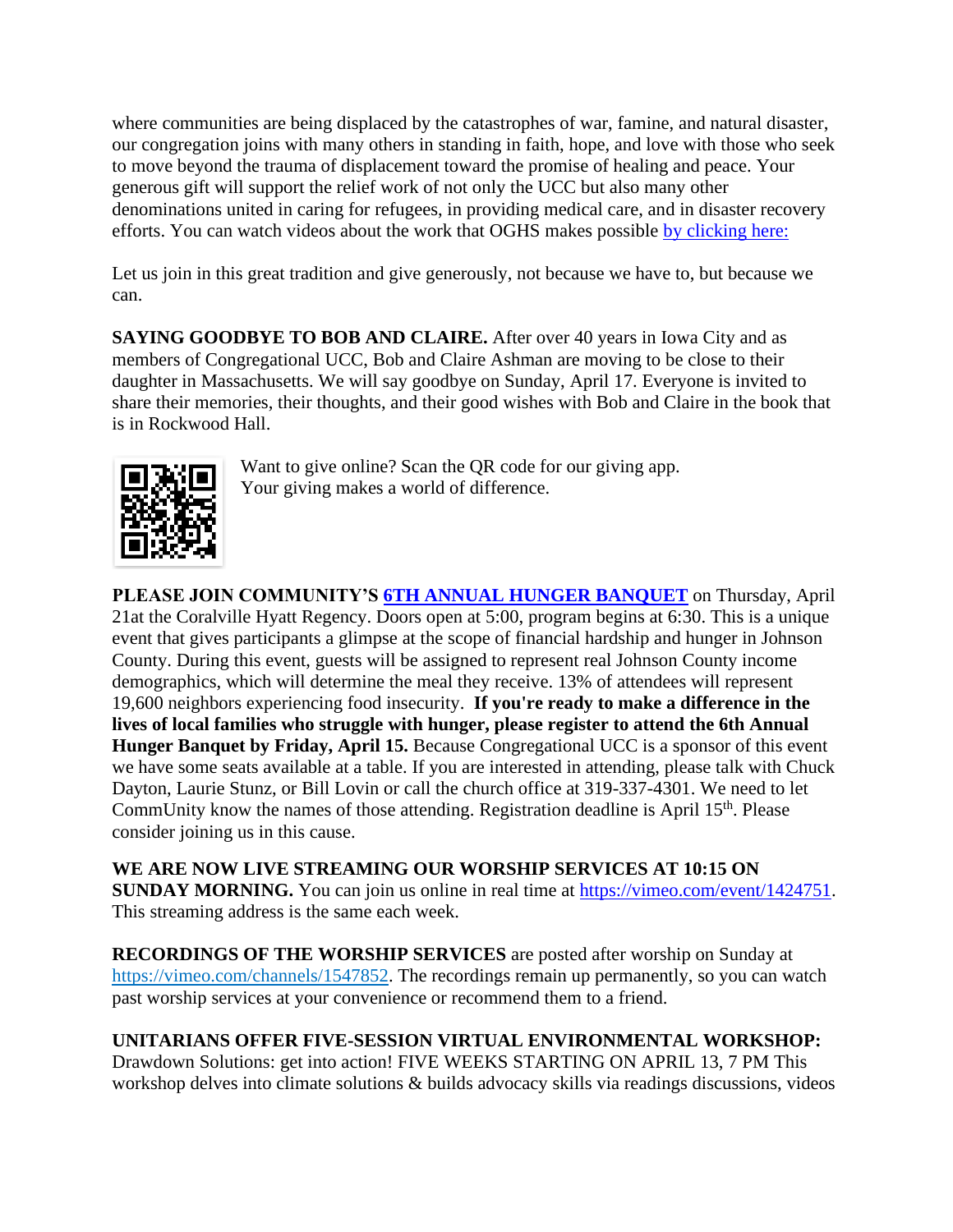where communities are being displaced by the catastrophes of war, famine, and natural disaster, our congregation joins with many others in standing in faith, hope, and love with those who seek to move beyond the trauma of displacement toward the promise of healing and peace. Your generous gift will support the relief work of not only the UCC but also many other denominations united in caring for refugees, in providing medical care, and in disaster recovery efforts. You can watch videos about the work that OGHS makes possible by clicking here:

Let us join in this great tradition and give generously, not because we have to, but because we can.

**SAYING GOODBYE TO BOB AND CLAIRE.** After over 40 years in Iowa City and as members of Congregational UCC, Bob and Claire Ashman are moving to be close to their daughter in Massachusetts. We will say goodbye on Sunday, April 17. Everyone is invited to share their memories, their thoughts, and their good wishes with Bob and Claire in the book that is in Rockwood Hall.

Want to give online? Scan the QR code for our giving app.
Your giving makes a world of difference.

**PLEASE JOIN COMMUNITY'S 6TH ANNUAL HUNGER BANQUET** on Thursday, April 21at the Coralville Hyatt Regency. Doors open at 5:00, program begins at 6:30. This is a unique event that gives participants a glimpse at the scope of financial hardship and hunger in Johnson County. During this event, guests will be assigned to represent real Johnson County income demographics, which will determine the meal they receive. 13% of attendees will represent 19,600 neighbors experiencing food insecurity. **If you're ready to make a difference in the lives of local families who struggle with hunger, please register to attend the 6th Annual Hunger Banquet by Friday, April 15.** Because Congregational UCC is a sponsor of this event we have some seats available at a table. If you are interested in attending, please talk with Chuck Dayton, Laurie Stunz, or Bill Lovin or call the church office at 319-337-4301. We need to let CommUnity know the names of those attending. Registration deadline is April 15th. Please consider joining us in this cause.

**WE ARE NOW LIVE STREAMING OUR WORSHIP SERVICES AT 10:15 ON SUNDAY MORNING.** You can join us online in real time at https://vimeo.com/event/1424751. This streaming address is the same each week.

**RECORDINGS OF THE WORSHIP SERVICES** are posted after worship on Sunday at https://vimeo.com/channels/1547852. The recordings remain up permanently, so you can watch past worship services at your convenience or recommend them to a friend.

**UNITARIANS OFFER FIVE-SESSION VIRTUAL ENVIRONMENTAL WORKSHOP:** Drawdown Solutions: get into action! FIVE WEEKS STARTING ON APRIL 13, 7 PM This workshop delves into climate solutions & builds advocacy skills via readings discussions, videos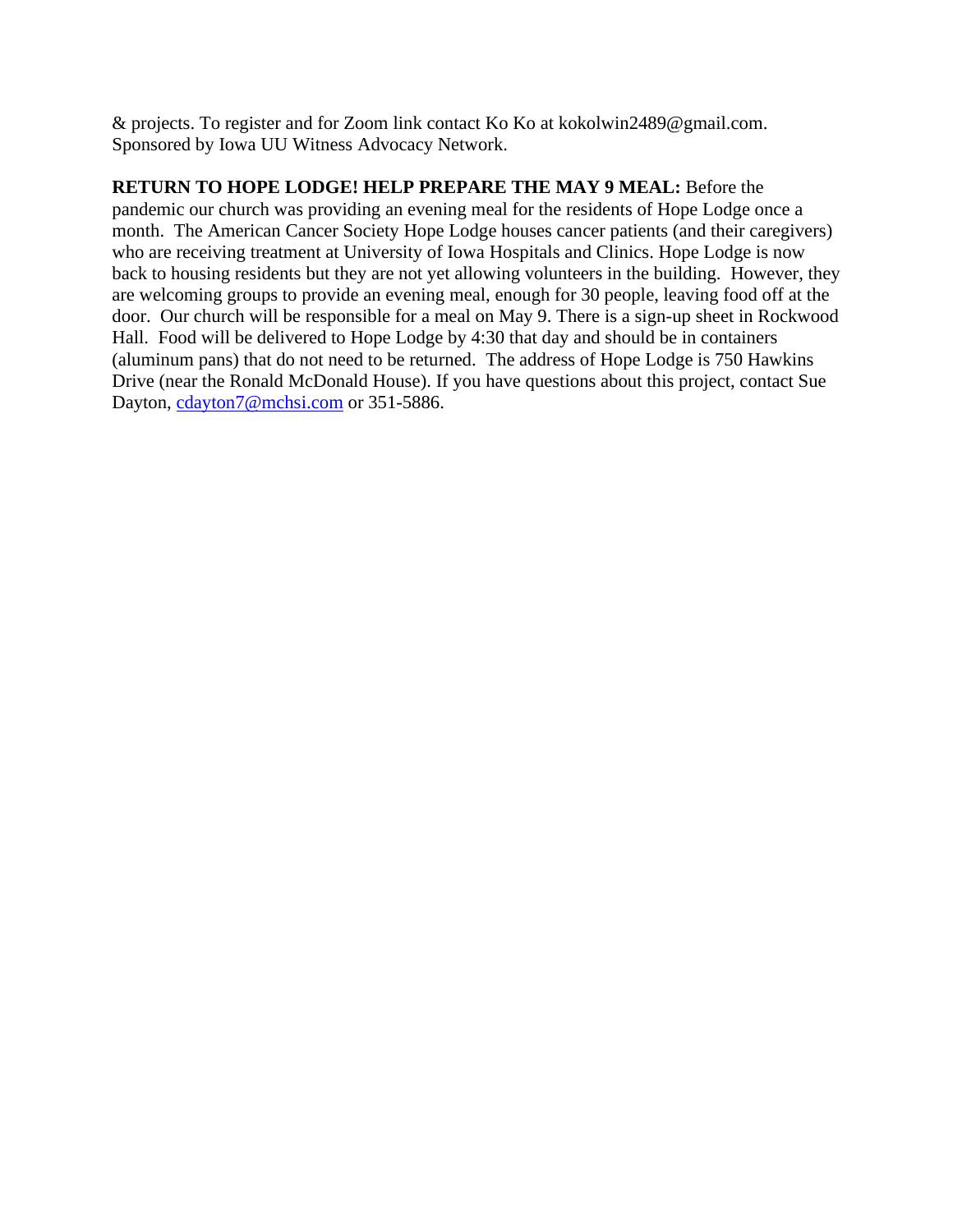& projects. To register and for Zoom link contact Ko Ko at kokolwin2489@gmail.com. Sponsored by Iowa UU Witness Advocacy Network.

**RETURN TO HOPE LODGE! HELP PREPARE THE MAY 9 MEAL:** Before the pandemic our church was providing an evening meal for the residents of Hope Lodge once a month. The American Cancer Society Hope Lodge houses cancer patients (and their caregivers) who are receiving treatment at University of Iowa Hospitals and Clinics. Hope Lodge is now back to housing residents but they are not yet allowing volunteers in the building. However, they are welcoming groups to provide an evening meal, enough for 30 people, leaving food off at the door. Our church will be responsible for a meal on May 9. There is a sign-up sheet in Rockwood Hall. Food will be delivered to Hope Lodge by 4:30 that day and should be in containers (aluminum pans) that do not need to be returned. The address of Hope Lodge is 750 Hawkins Drive (near the Ronald McDonald House). If you have questions about this project, contact Sue Dayton, cdayton7@mchsi.com or 351-5886.